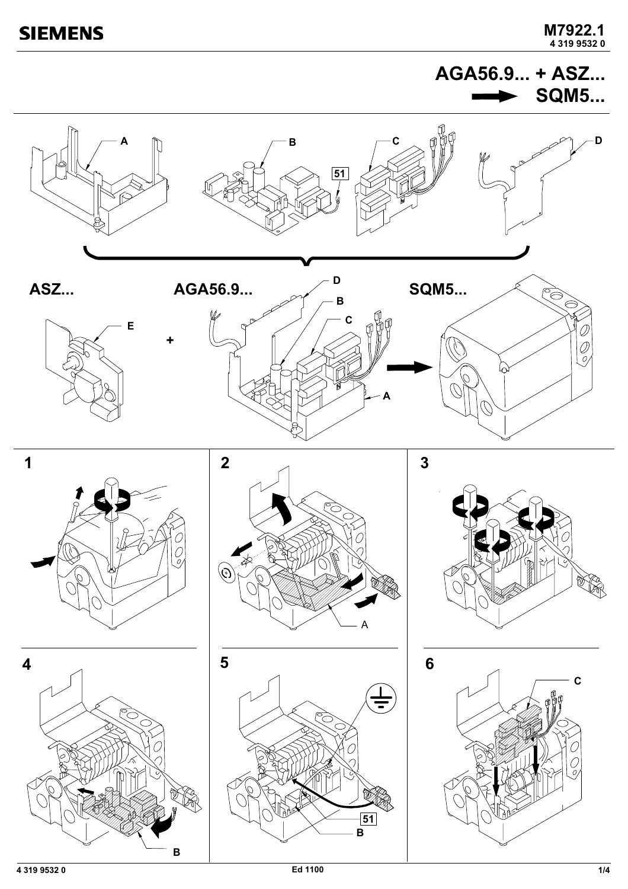**SIEMENS**

**M7922.1**
**4 319 9532 0**

# AGA56.9... + ASZ... → SQM5...

A

B

51

C

D

ASZ...

AGA56.9...

SQM5...

E

\+

D

B

C

A

1

2

A

3

4

B

5

51

B

6

C

4 319 9532 0

Ed 1100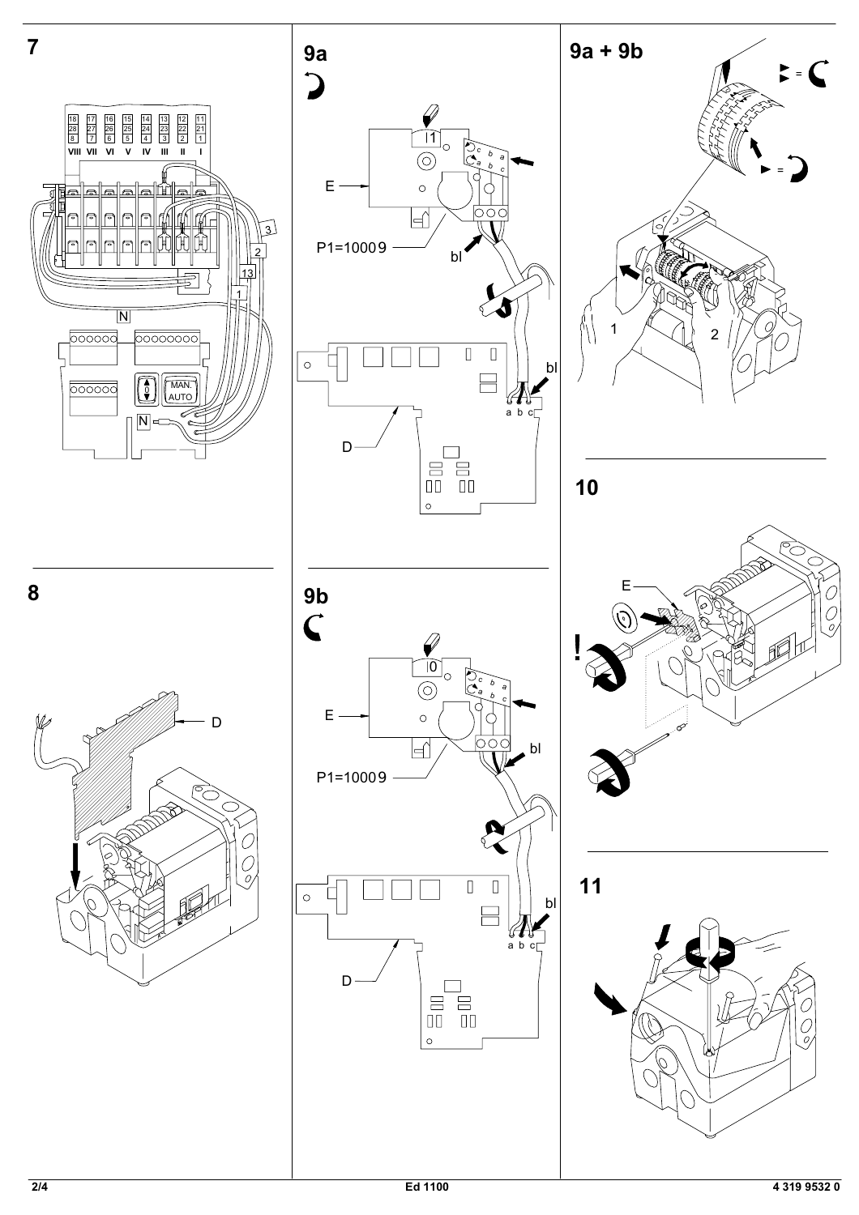7

18 28 8 | 17 27 7 | 16 26 6 | 15 25 5 | 14 24 4 | 13 23 3 | 12 22 2 | 11 21 1

VIII VII VI V IV III II I

N

3

2

13

1

0

MAN.
AUTO

N

8

D

9a

E

P1=10009

bl

a b c

D

9b

0

E

P1=10009

bl

a b c

D

9a + 9b

1

2

10

E

!

11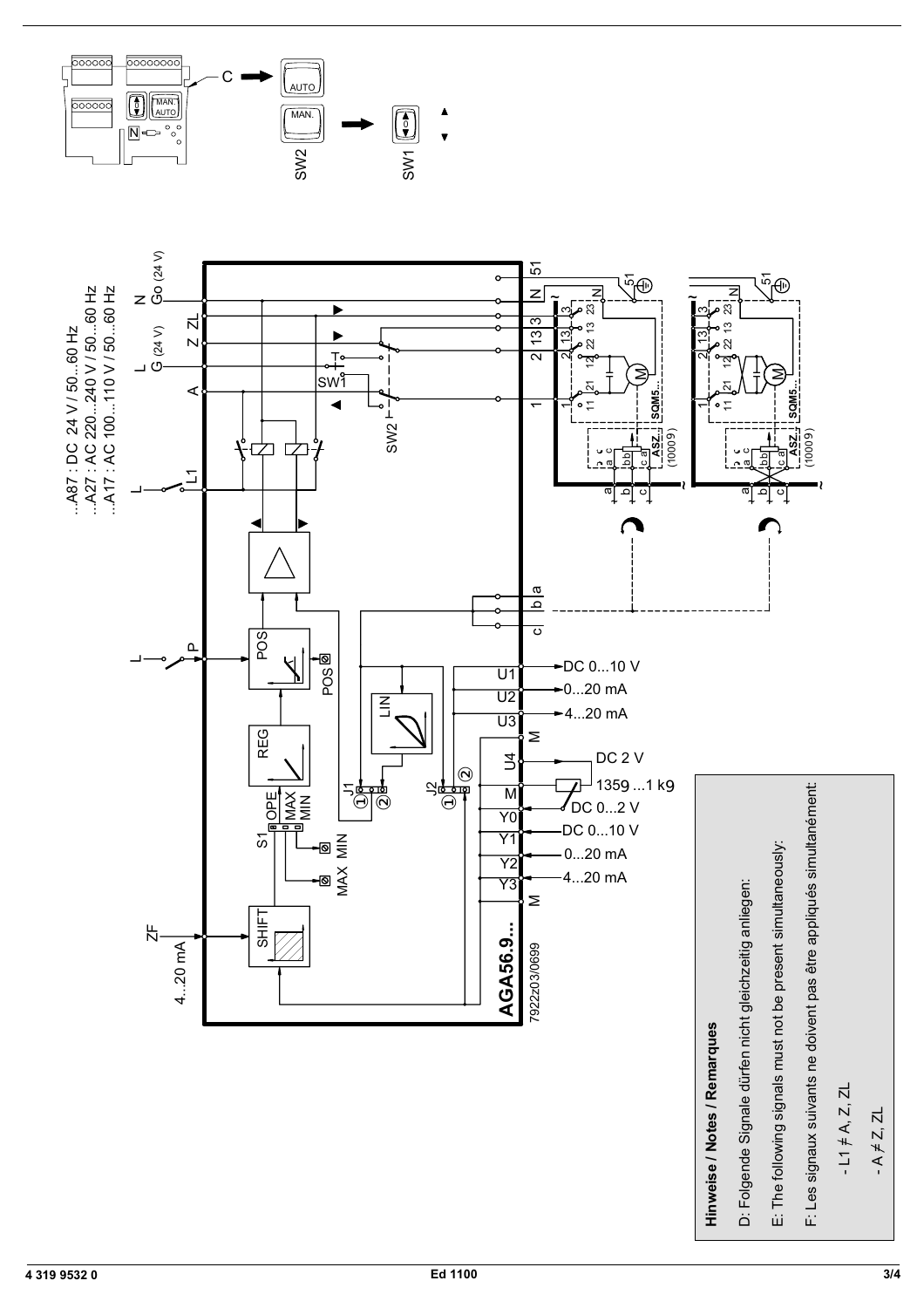C

AUTO

MAN.

SW2

SW1

...A87 : DC 24 V / 50...60 Hz

...A27 : AC 220...240 V / 50...60 Hz

...A17 : AC 100...110 V / 50...60 Hz

AGA56.9...

7922z03/0699

DC 0...10 V

0...20 mA

4...20 mA

DC 2 V

1359 ...1 k9

DC 0...2 V

DC 0...10 V

0...20 mA

4...20 mA

4...20 mA

SQM5...

ASZ...

(1000 9)

**Hinweise / Notes / Remarques**

D: Folgende Signale dürfen nicht gleichzeitig anliegen:

E: The following signals must not be present simultaneously:

F: Les signaux suivants ne doivent pas être appliqués simultanément:

- L1 ≠ A, Z, ZL
- A ≠ Z, ZL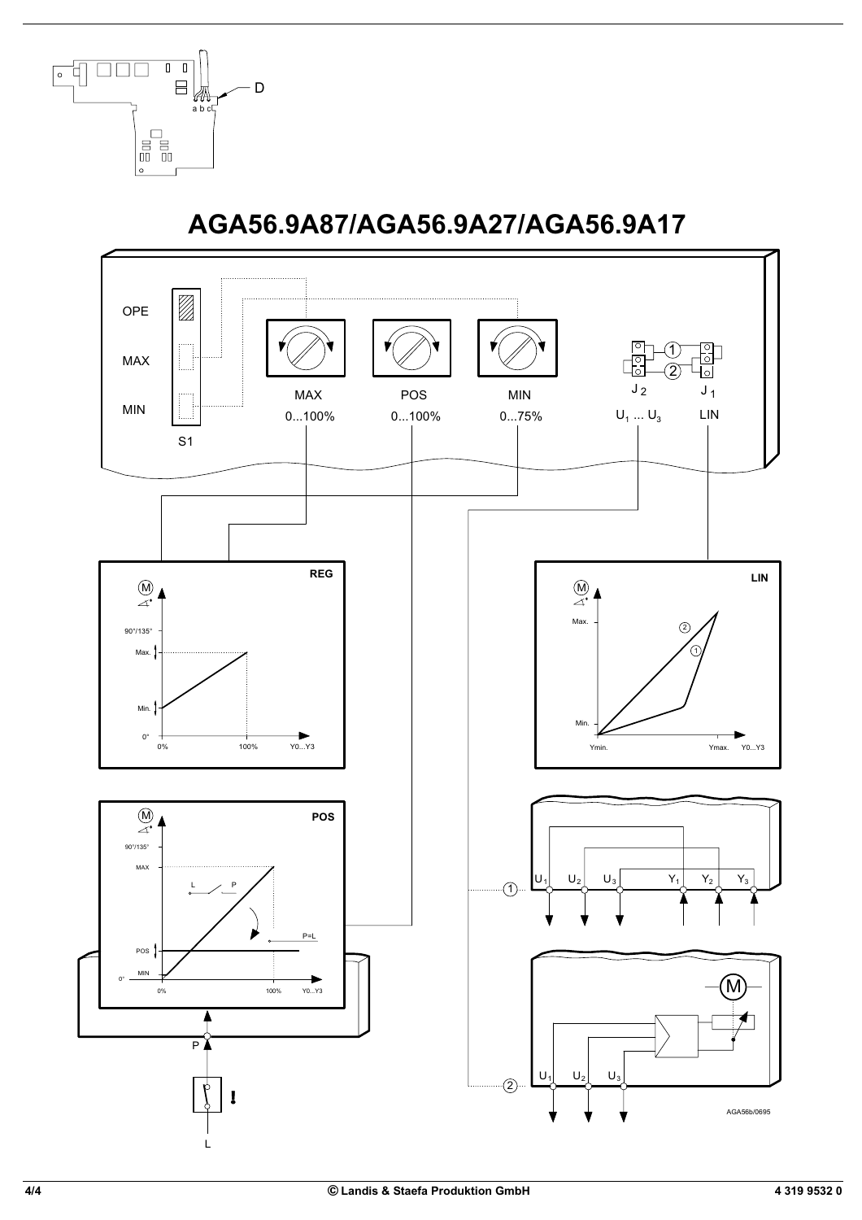D

a b c

# AGA56.9A87/AGA56.9A27/AGA56.9A17

OPE

MAX

MIN

S1

MAX
0...100%

POS
0...100%

MIN
0...75%

J 2
$U_1$ ... $U_3$

J 1
LIN

1

2

REG

90°/135°

Max.

Min.

0°

0%

100%

Y0...Y3

LIN

Max.

Min.

Ymin.

Ymax.

Y0...Y3

POS

90°/135°

MAX

L

P

P=L

POS

MIN

0°

0%

100%

Y0...Y3

P

L

!

$U_1$ $U_2$ $U_3$ $Y_1$ $Y_2$ $Y_3$

M

$U_1$ $U_2$ $U_3$

AGA56b/0695

© Landis & Staefa Produktion GmbH

4 319 9532 0